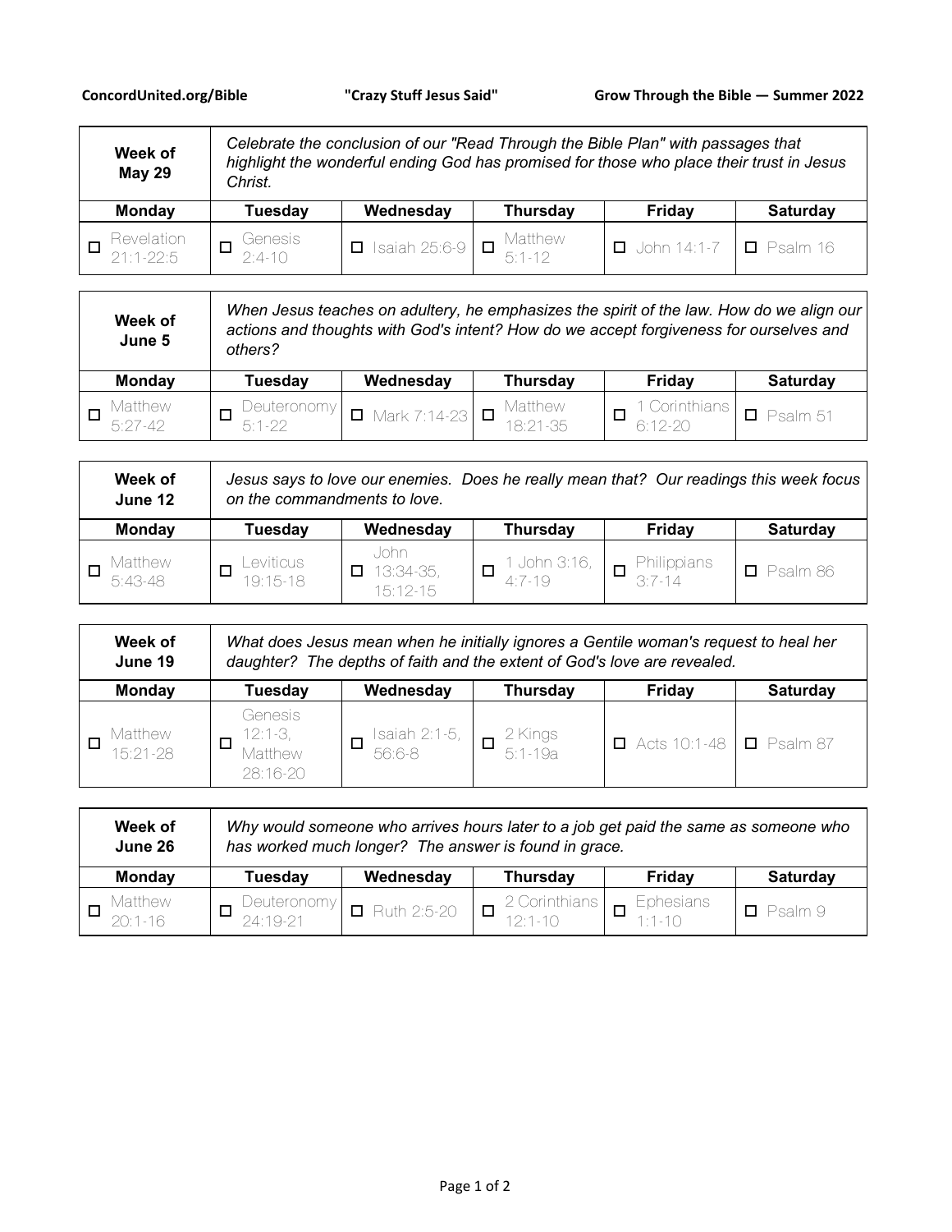**ConcordUnited.org/Bible** **"Crazy Stuff Jesus Said"** **Grow Through the Bible — Summer 2022**

| **Week of May 29** | *Celebrate the conclusion of our "Read Through the Bible Plan" with passages that highlight the wonderful ending God has promised for those who place their trust in Jesus Christ.* | | | | |
|---|---|---|---|---|---|
| **Monday** | **Tuesday** | **Wednesday** | **Thursday** | **Friday** | **Saturday** |
| ☐ Revelation 21:1-22:5 | ☐ Genesis 2:4-10 | ☐ Isaiah 25:6-9 | ☐ Matthew 5:1-12 | ☐ John 14:1-7 | ☐ Psalm 16 |

| **Week of June 5** | *When Jesus teaches on adultery, he emphasizes the spirit of the law. How do we align our actions and thoughts with God's intent? How do we accept forgiveness for ourselves and others?* | | | | |
|---|---|---|---|---|---|
| **Monday** | **Tuesday** | **Wednesday** | **Thursday** | **Friday** | **Saturday** |
| ☐ Matthew 5:27-42 | ☐ Deuteronomy 5:1-22 | ☐ Mark 7:14-23 | ☐ Matthew 18:21-35 | ☐ 1 Corinthians 6:12-20 | ☐ Psalm 51 |

| **Week of June 12** | *Jesus says to love our enemies. Does he really mean that? Our readings this week focus on the commandments to love.* | | | | |
|---|---|---|---|---|---|
| **Monday** | **Tuesday** | **Wednesday** | **Thursday** | **Friday** | **Saturday** |
| ☐ Matthew 5:43-48 | ☐ Leviticus 19:15-18 | ☐ John 13:34-35, 15:12-15 | ☐ 1 John 3:16, 4:7-19 | ☐ Philippians 3:7-14 | ☐ Psalm 86 |

| **Week of June 19** | *What does Jesus mean when he initially ignores a Gentile woman's request to heal her daughter? The depths of faith and the extent of God's love are revealed.* | | | | |
|---|---|---|---|---|---|
| **Monday** | **Tuesday** | **Wednesday** | **Thursday** | **Friday** | **Saturday** |
| ☐ Matthew 15:21-28 | ☐ Genesis 12:1-3, Matthew 28:16-20 | ☐ Isaiah 2:1-5, 56:6-8 | ☐ 2 Kings 5:1-19a | ☐ Acts 10:1-48 | ☐ Psalm 87 |

| **Week of June 26** | *Why would someone who arrives hours later to a job get paid the same as someone who has worked much longer? The answer is found in grace.* | | | | |
|---|---|---|---|---|---|
| **Monday** | **Tuesday** | **Wednesday** | **Thursday** | **Friday** | **Saturday** |
| ☐ Matthew 20:1-16 | ☐ Deuteronomy 24:19-21 | ☐ Ruth 2:5-20 | ☐ 2 Corinthians 12:1-10 | ☐ Ephesians 1:1-10 | ☐ Psalm 9 |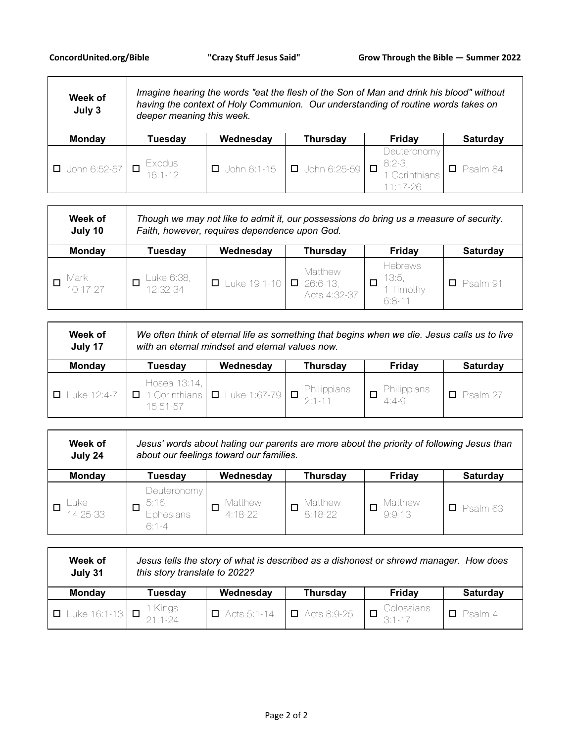| Week of July 3 | *Imagine hearing the words "eat the flesh of the Son of Man and drink his blood" without having the context of Holy Communion. Our understanding of routine words takes on deeper meaning this week.* | | | | |
|---|---|---|---|---|---|
| **Monday** | **Tuesday** | **Wednesday** | **Thursday** | **Friday** | **Saturday** |
| ☐ John 6:52-57 | ☐ Exodus 16:1-12 | ☐ John 6:1-15 | ☐ John 6:25-59 | ☐ Deuteronomy 8:2-3, 1 Corinthians 11:17-26 | ☐ Psalm 84 |

| Week of July 10 | *Though we may not like to admit it, our possessions do bring us a measure of security. Faith, however, requires dependence upon God.* | | | | |
|---|---|---|---|---|---|
| **Monday** | **Tuesday** | **Wednesday** | **Thursday** | **Friday** | **Saturday** |
| ☐ Mark 10:17-27 | ☐ Luke 6:38, 12:32-34 | ☐ Luke 19:1-10 | ☐ Matthew 26:6-13, Acts 4:32-37 | ☐ Hebrews 13:5, 1 Timothy 6:8-11 | ☐ Psalm 91 |

| Week of July 17 | *We often think of eternal life as something that begins when we die. Jesus calls us to live with an eternal mindset and eternal values now.* | | | | |
|---|---|---|---|---|---|
| **Monday** | **Tuesday** | **Wednesday** | **Thursday** | **Friday** | **Saturday** |
| ☐ Luke 12:4-7 | ☐ Hosea 13:14, 1 Corinthians 15:51-57 | ☐ Luke 1:67-79 | ☐ Philippians 2:1-11 | ☐ Philippians 4:4-9 | ☐ Psalm 27 |

| Week of July 24 | *Jesus' words about hating our parents are more about the priority of following Jesus than about our feelings toward our families.* | | | | |
|---|---|---|---|---|---|
| **Monday** | **Tuesday** | **Wednesday** | **Thursday** | **Friday** | **Saturday** |
| ☐ Luke 14:25-33 | ☐ Deuteronomy 5:16, Ephesians 6:1-4 | ☐ Matthew 4:18-22 | ☐ Matthew 8:18-22 | ☐ Matthew 9:9-13 | ☐ Psalm 63 |

| Week of July 31 | *Jesus tells the story of what is described as a dishonest or shrewd manager. How does this story translate to 2022?* | | | | |
|---|---|---|---|---|---|
| **Monday** | **Tuesday** | **Wednesday** | **Thursday** | **Friday** | **Saturday** |
| ☐ Luke 16:1-13 | ☐ 1 Kings 21:1-24 | ☐ Acts 5:1-14 | ☐ Acts 8:9-25 | ☐ Colossians 3:1-17 | ☐ Psalm 4 |